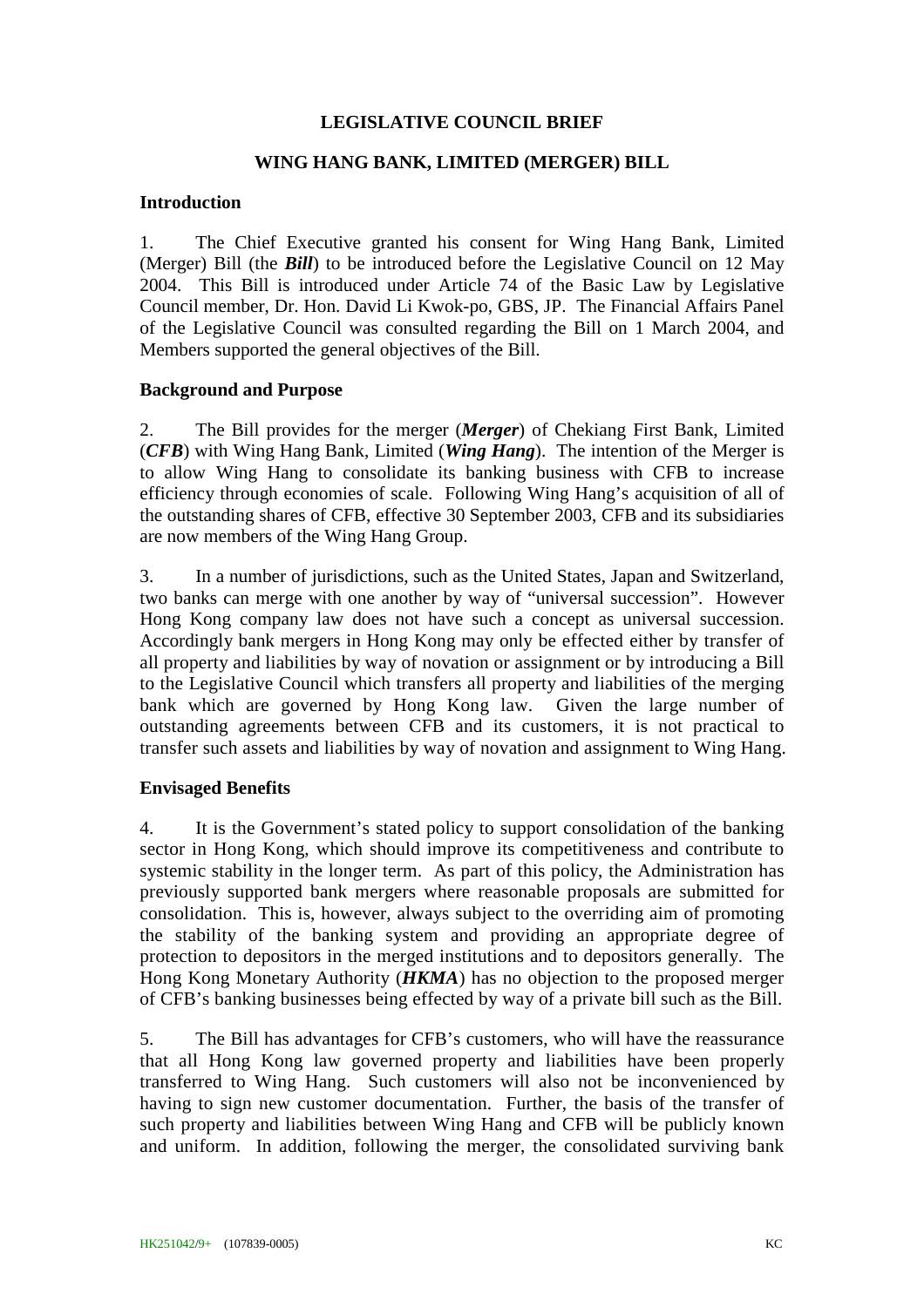# LEGISLATIVE COUNCIL BRIEF

## WING HANG BANK, LIMITED (MERGER) BILL

### Introduction

1. The Chief Executive granted his consent for Wing Hang Bank, Limited (Merger) Bill (the ***Bill***) to be introduced before the Legislative Council on 12 May 2004. This Bill is introduced under Article 74 of the Basic Law by Legislative Council member, Dr. Hon. David Li Kwok-po, GBS, JP. The Financial Affairs Panel of the Legislative Council was consulted regarding the Bill on 1 March 2004, and Members supported the general objectives of the Bill.

### Background and Purpose

2. The Bill provides for the merger (***Merger***) of Chekiang First Bank, Limited (***CFB***) with Wing Hang Bank, Limited (***Wing Hang***). The intention of the Merger is to allow Wing Hang to consolidate its banking business with CFB to increase efficiency through economies of scale. Following Wing Hang's acquisition of all of the outstanding shares of CFB, effective 30 September 2003, CFB and its subsidiaries are now members of the Wing Hang Group.

3. In a number of jurisdictions, such as the United States, Japan and Switzerland, two banks can merge with one another by way of "universal succession". However Hong Kong company law does not have such a concept as universal succession. Accordingly bank mergers in Hong Kong may only be effected either by transfer of all property and liabilities by way of novation or assignment or by introducing a Bill to the Legislative Council which transfers all property and liabilities of the merging bank which are governed by Hong Kong law. Given the large number of outstanding agreements between CFB and its customers, it is not practical to transfer such assets and liabilities by way of novation and assignment to Wing Hang.

### Envisaged Benefits

4. It is the Government's stated policy to support consolidation of the banking sector in Hong Kong, which should improve its competitiveness and contribute to systemic stability in the longer term. As part of this policy, the Administration has previously supported bank mergers where reasonable proposals are submitted for consolidation. This is, however, always subject to the overriding aim of promoting the stability of the banking system and providing an appropriate degree of protection to depositors in the merged institutions and to depositors generally. The Hong Kong Monetary Authority (***HKMA***) has no objection to the proposed merger of CFB's banking businesses being effected by way of a private bill such as the Bill.

5. The Bill has advantages for CFB's customers, who will have the reassurance that all Hong Kong law governed property and liabilities have been properly transferred to Wing Hang. Such customers will also not be inconvenienced by having to sign new customer documentation. Further, the basis of the transfer of such property and liabilities between Wing Hang and CFB will be publicly known and uniform. In addition, following the merger, the consolidated surviving bank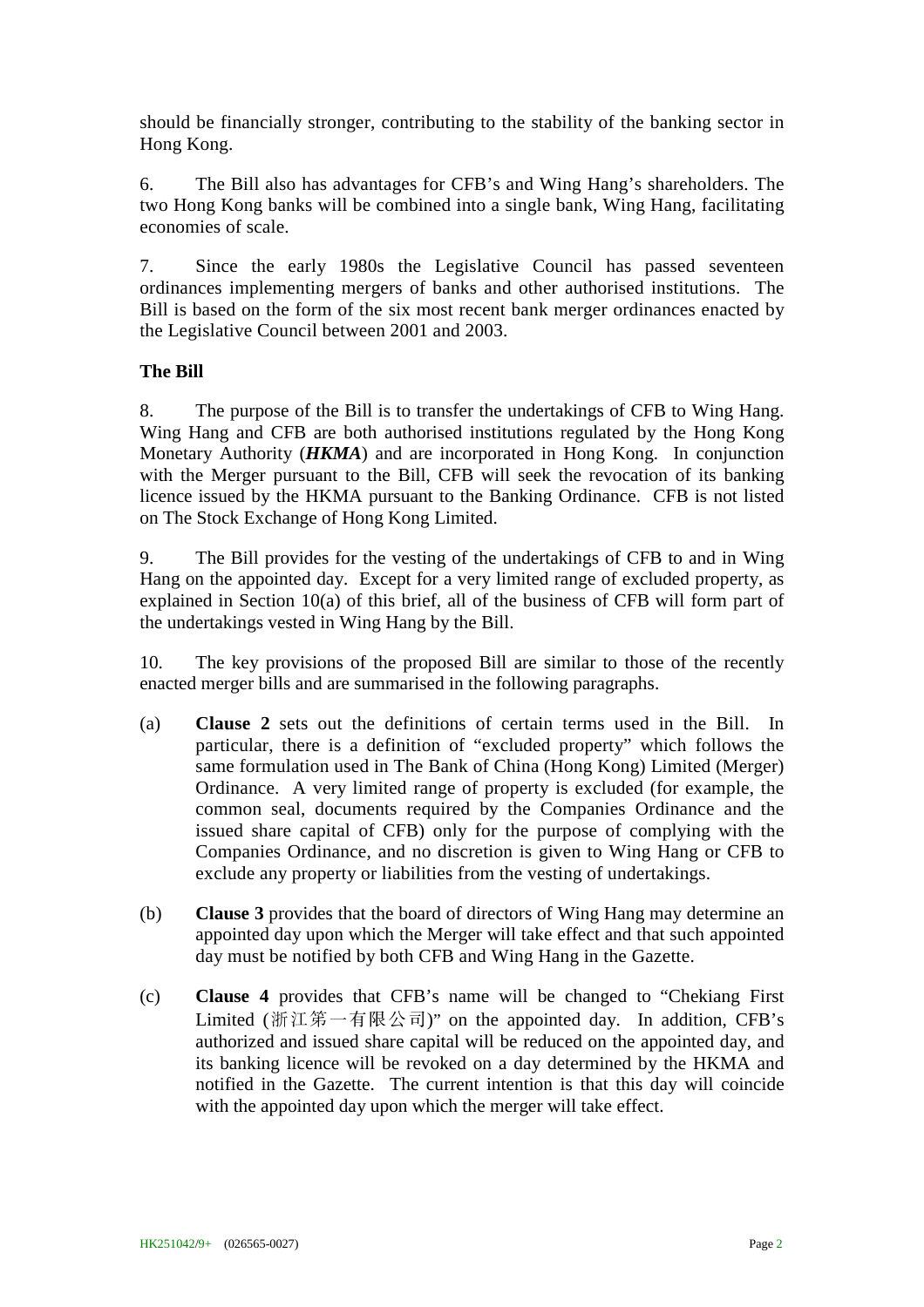should be financially stronger, contributing to the stability of the banking sector in Hong Kong.

6. The Bill also has advantages for CFB's and Wing Hang's shareholders. The two Hong Kong banks will be combined into a single bank, Wing Hang, facilitating economies of scale.

7. Since the early 1980s the Legislative Council has passed seventeen ordinances implementing mergers of banks and other authorised institutions. The Bill is based on the form of the six most recent bank merger ordinances enacted by the Legislative Council between 2001 and 2003.

**The Bill**

8. The purpose of the Bill is to transfer the undertakings of CFB to Wing Hang. Wing Hang and CFB are both authorised institutions regulated by the Hong Kong Monetary Authority (***HKMA***) and are incorporated in Hong Kong. In conjunction with the Merger pursuant to the Bill, CFB will seek the revocation of its banking licence issued by the HKMA pursuant to the Banking Ordinance. CFB is not listed on The Stock Exchange of Hong Kong Limited.

9. The Bill provides for the vesting of the undertakings of CFB to and in Wing Hang on the appointed day. Except for a very limited range of excluded property, as explained in Section 10(a) of this brief, all of the business of CFB will form part of the undertakings vested in Wing Hang by the Bill.

10. The key provisions of the proposed Bill are similar to those of the recently enacted merger bills and are summarised in the following paragraphs.

(a) **Clause 2** sets out the definitions of certain terms used in the Bill. In particular, there is a definition of "excluded property" which follows the same formulation used in The Bank of China (Hong Kong) Limited (Merger) Ordinance. A very limited range of property is excluded (for example, the common seal, documents required by the Companies Ordinance and the issued share capital of CFB) only for the purpose of complying with the Companies Ordinance, and no discretion is given to Wing Hang or CFB to exclude any property or liabilities from the vesting of undertakings.

(b) **Clause 3** provides that the board of directors of Wing Hang may determine an appointed day upon which the Merger will take effect and that such appointed day must be notified by both CFB and Wing Hang in the Gazette.

(c) **Clause 4** provides that CFB's name will be changed to "Chekiang First Limited (浙江第一有限公司)" on the appointed day. In addition, CFB's authorized and issued share capital will be reduced on the appointed day, and its banking licence will be revoked on a day determined by the HKMA and notified in the Gazette. The current intention is that this day will coincide with the appointed day upon which the merger will take effect.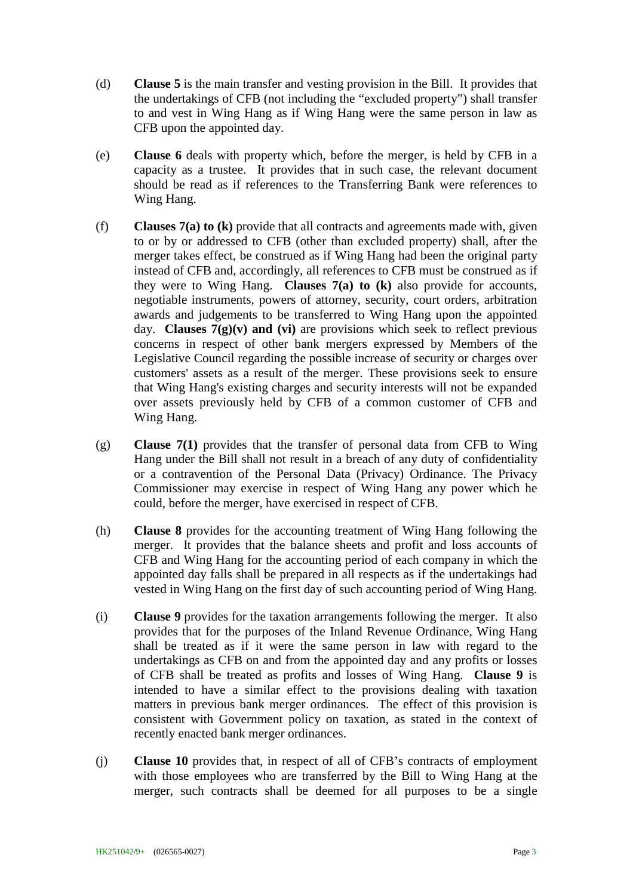(d) **Clause 5** is the main transfer and vesting provision in the Bill. It provides that the undertakings of CFB (not including the "excluded property") shall transfer to and vest in Wing Hang as if Wing Hang were the same person in law as CFB upon the appointed day.

(e) **Clause 6** deals with property which, before the merger, is held by CFB in a capacity as a trustee. It provides that in such case, the relevant document should be read as if references to the Transferring Bank were references to Wing Hang.

(f) **Clauses 7(a) to (k)** provide that all contracts and agreements made with, given to or by or addressed to CFB (other than excluded property) shall, after the merger takes effect, be construed as if Wing Hang had been the original party instead of CFB and, accordingly, all references to CFB must be construed as if they were to Wing Hang. **Clauses 7(a) to (k)** also provide for accounts, negotiable instruments, powers of attorney, security, court orders, arbitration awards and judgements to be transferred to Wing Hang upon the appointed day. **Clauses 7(g)(v) and (vi)** are provisions which seek to reflect previous concerns in respect of other bank mergers expressed by Members of the Legislative Council regarding the possible increase of security or charges over customers' assets as a result of the merger. These provisions seek to ensure that Wing Hang's existing charges and security interests will not be expanded over assets previously held by CFB of a common customer of CFB and Wing Hang.

(g) **Clause 7(1)** provides that the transfer of personal data from CFB to Wing Hang under the Bill shall not result in a breach of any duty of confidentiality or a contravention of the Personal Data (Privacy) Ordinance. The Privacy Commissioner may exercise in respect of Wing Hang any power which he could, before the merger, have exercised in respect of CFB.

(h) **Clause 8** provides for the accounting treatment of Wing Hang following the merger. It provides that the balance sheets and profit and loss accounts of CFB and Wing Hang for the accounting period of each company in which the appointed day falls shall be prepared in all respects as if the undertakings had vested in Wing Hang on the first day of such accounting period of Wing Hang.

(i) **Clause 9** provides for the taxation arrangements following the merger. It also provides that for the purposes of the Inland Revenue Ordinance, Wing Hang shall be treated as if it were the same person in law with regard to the undertakings as CFB on and from the appointed day and any profits or losses of CFB shall be treated as profits and losses of Wing Hang. **Clause 9** is intended to have a similar effect to the provisions dealing with taxation matters in previous bank merger ordinances. The effect of this provision is consistent with Government policy on taxation, as stated in the context of recently enacted bank merger ordinances.

(j) **Clause 10** provides that, in respect of all of CFB's contracts of employment with those employees who are transferred by the Bill to Wing Hang at the merger, such contracts shall be deemed for all purposes to be a single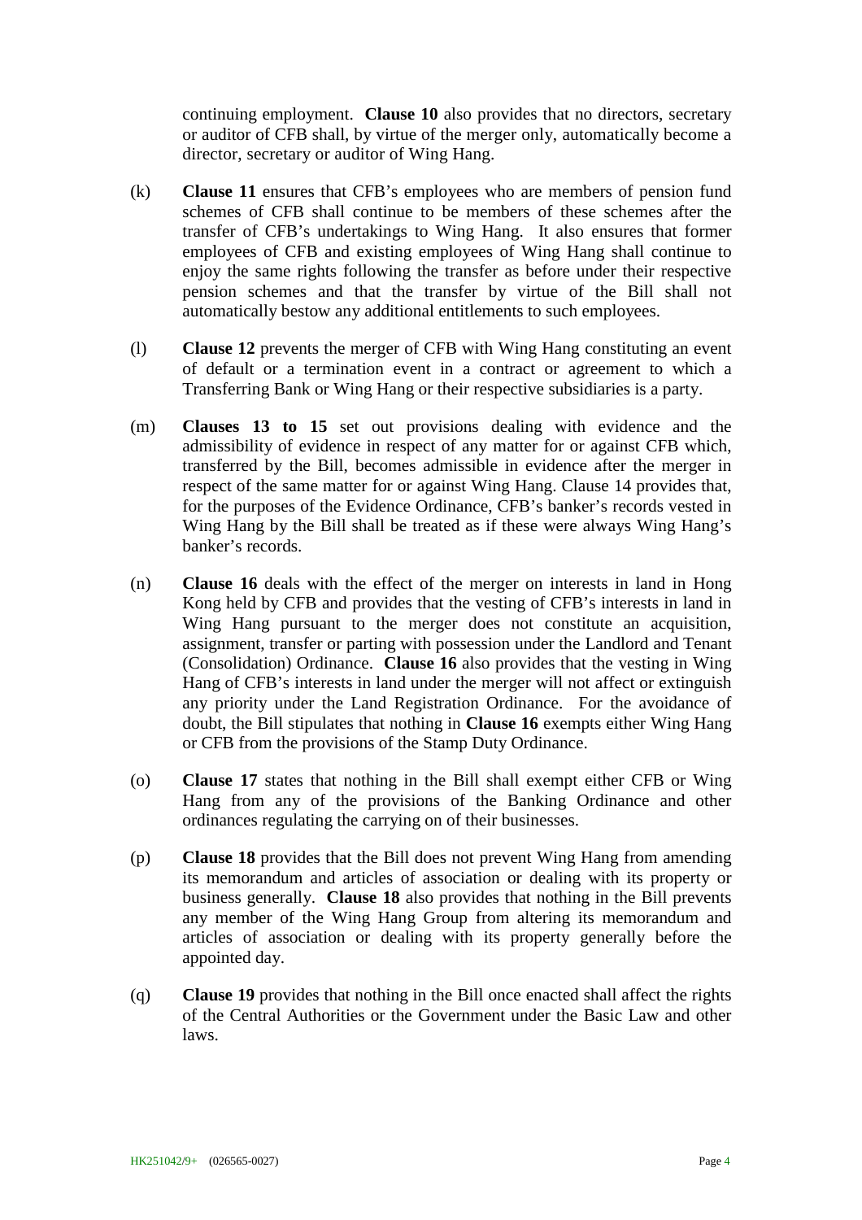continuing employment. **Clause 10** also provides that no directors, secretary or auditor of CFB shall, by virtue of the merger only, automatically become a director, secretary or auditor of Wing Hang.

(k) **Clause 11** ensures that CFB's employees who are members of pension fund schemes of CFB shall continue to be members of these schemes after the transfer of CFB's undertakings to Wing Hang. It also ensures that former employees of CFB and existing employees of Wing Hang shall continue to enjoy the same rights following the transfer as before under their respective pension schemes and that the transfer by virtue of the Bill shall not automatically bestow any additional entitlements to such employees.

(l) **Clause 12** prevents the merger of CFB with Wing Hang constituting an event of default or a termination event in a contract or agreement to which a Transferring Bank or Wing Hang or their respective subsidiaries is a party.

(m) **Clauses 13 to 15** set out provisions dealing with evidence and the admissibility of evidence in respect of any matter for or against CFB which, transferred by the Bill, becomes admissible in evidence after the merger in respect of the same matter for or against Wing Hang. Clause 14 provides that, for the purposes of the Evidence Ordinance, CFB's banker's records vested in Wing Hang by the Bill shall be treated as if these were always Wing Hang's banker's records.

(n) **Clause 16** deals with the effect of the merger on interests in land in Hong Kong held by CFB and provides that the vesting of CFB's interests in land in Wing Hang pursuant to the merger does not constitute an acquisition, assignment, transfer or parting with possession under the Landlord and Tenant (Consolidation) Ordinance. **Clause 16** also provides that the vesting in Wing Hang of CFB's interests in land under the merger will not affect or extinguish any priority under the Land Registration Ordinance. For the avoidance of doubt, the Bill stipulates that nothing in **Clause 16** exempts either Wing Hang or CFB from the provisions of the Stamp Duty Ordinance.

(o) **Clause 17** states that nothing in the Bill shall exempt either CFB or Wing Hang from any of the provisions of the Banking Ordinance and other ordinances regulating the carrying on of their businesses.

(p) **Clause 18** provides that the Bill does not prevent Wing Hang from amending its memorandum and articles of association or dealing with its property or business generally. **Clause 18** also provides that nothing in the Bill prevents any member of the Wing Hang Group from altering its memorandum and articles of association or dealing with its property generally before the appointed day.

(q) **Clause 19** provides that nothing in the Bill once enacted shall affect the rights of the Central Authorities or the Government under the Basic Law and other laws.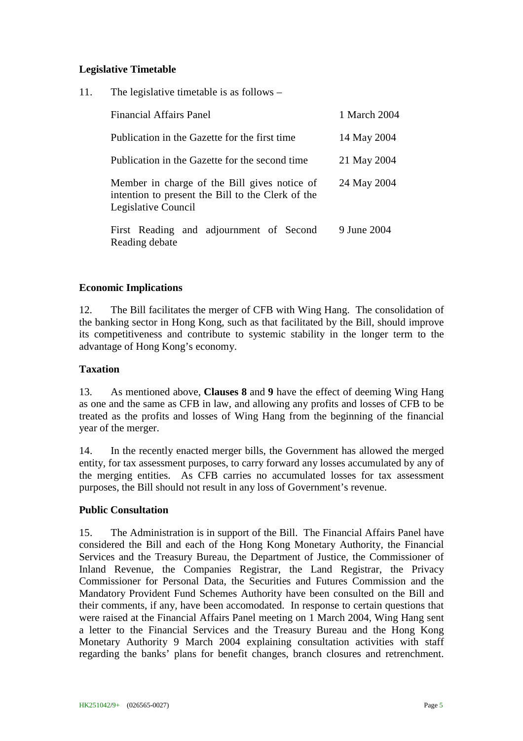## Legislative Timetable

11. The legislative timetable is as follows –

| | |
|---|---|
| Financial Affairs Panel | 1 March 2004 |
| Publication in the Gazette for the first time | 14 May 2004 |
| Publication in the Gazette for the second time | 21 May 2004 |
| Member in charge of the Bill gives notice of intention to present the Bill to the Clerk of the Legislative Council | 24 May 2004 |
| First Reading and adjournment of Second Reading debate | 9 June 2004 |

## Economic Implications

12. The Bill facilitates the merger of CFB with Wing Hang. The consolidation of the banking sector in Hong Kong, such as that facilitated by the Bill, should improve its competitiveness and contribute to systemic stability in the longer term to the advantage of Hong Kong's economy.

## Taxation

13. As mentioned above, **Clauses 8** and **9** have the effect of deeming Wing Hang as one and the same as CFB in law, and allowing any profits and losses of CFB to be treated as the profits and losses of Wing Hang from the beginning of the financial year of the merger.

14. In the recently enacted merger bills, the Government has allowed the merged entity, for tax assessment purposes, to carry forward any losses accumulated by any of the merging entities. As CFB carries no accumulated losses for tax assessment purposes, the Bill should not result in any loss of Government's revenue.

## Public Consultation

15. The Administration is in support of the Bill. The Financial Affairs Panel have considered the Bill and each of the Hong Kong Monetary Authority, the Financial Services and the Treasury Bureau, the Department of Justice, the Commissioner of Inland Revenue, the Companies Registrar, the Land Registrar, the Privacy Commissioner for Personal Data, the Securities and Futures Commission and the Mandatory Provident Fund Schemes Authority have been consulted on the Bill and their comments, if any, have been accomodated. In response to certain questions that were raised at the Financial Affairs Panel meeting on 1 March 2004, Wing Hang sent a letter to the Financial Services and the Treasury Bureau and the Hong Kong Monetary Authority 9 March 2004 explaining consultation activities with staff regarding the banks' plans for benefit changes, branch closures and retrenchment.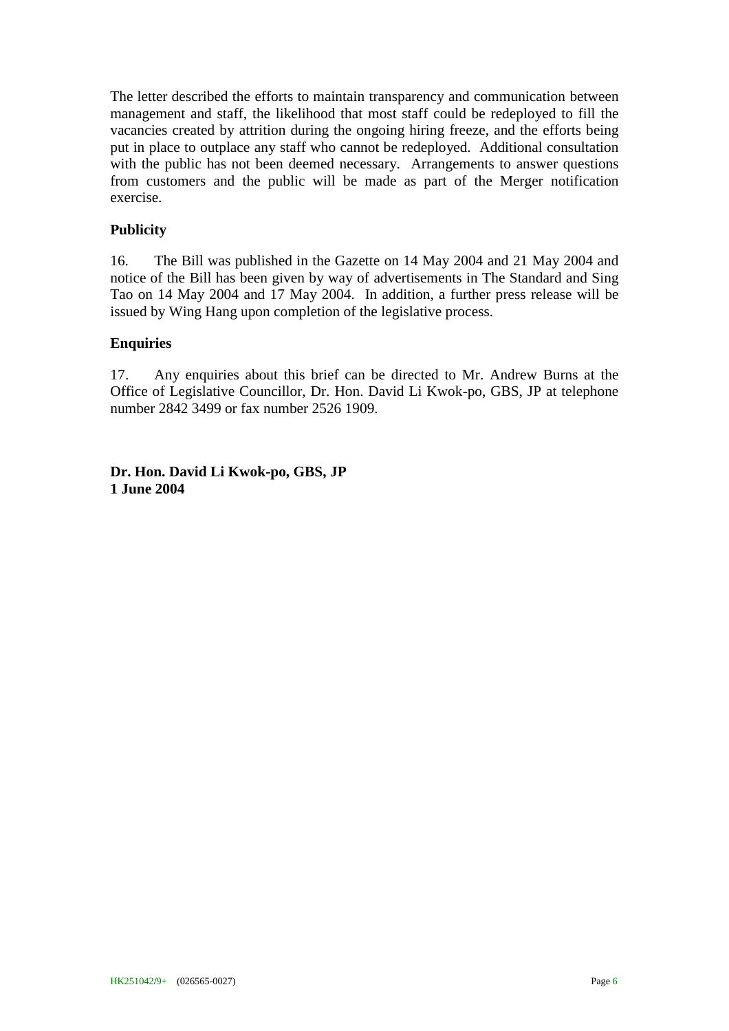The letter described the efforts to maintain transparency and communication between management and staff, the likelihood that most staff could be redeployed to fill the vacancies created by attrition during the ongoing hiring freeze, and the efforts being put in place to outplace any staff who cannot be redeployed. Additional consultation with the public has not been deemed necessary. Arrangements to answer questions from customers and the public will be made as part of the Merger notification exercise.

**Publicity**

16. The Bill was published in the Gazette on 14 May 2004 and 21 May 2004 and notice of the Bill has been given by way of advertisements in The Standard and Sing Tao on 14 May 2004 and 17 May 2004. In addition, a further press release will be issued by Wing Hang upon completion of the legislative process.

**Enquiries**

17. Any enquiries about this brief can be directed to Mr. Andrew Burns at the Office of Legislative Councillor, Dr. Hon. David Li Kwok-po, GBS, JP at telephone number 2842 3499 or fax number 2526 1909.

**Dr. Hon. David Li Kwok-po, GBS, JP**
**1 June 2004**